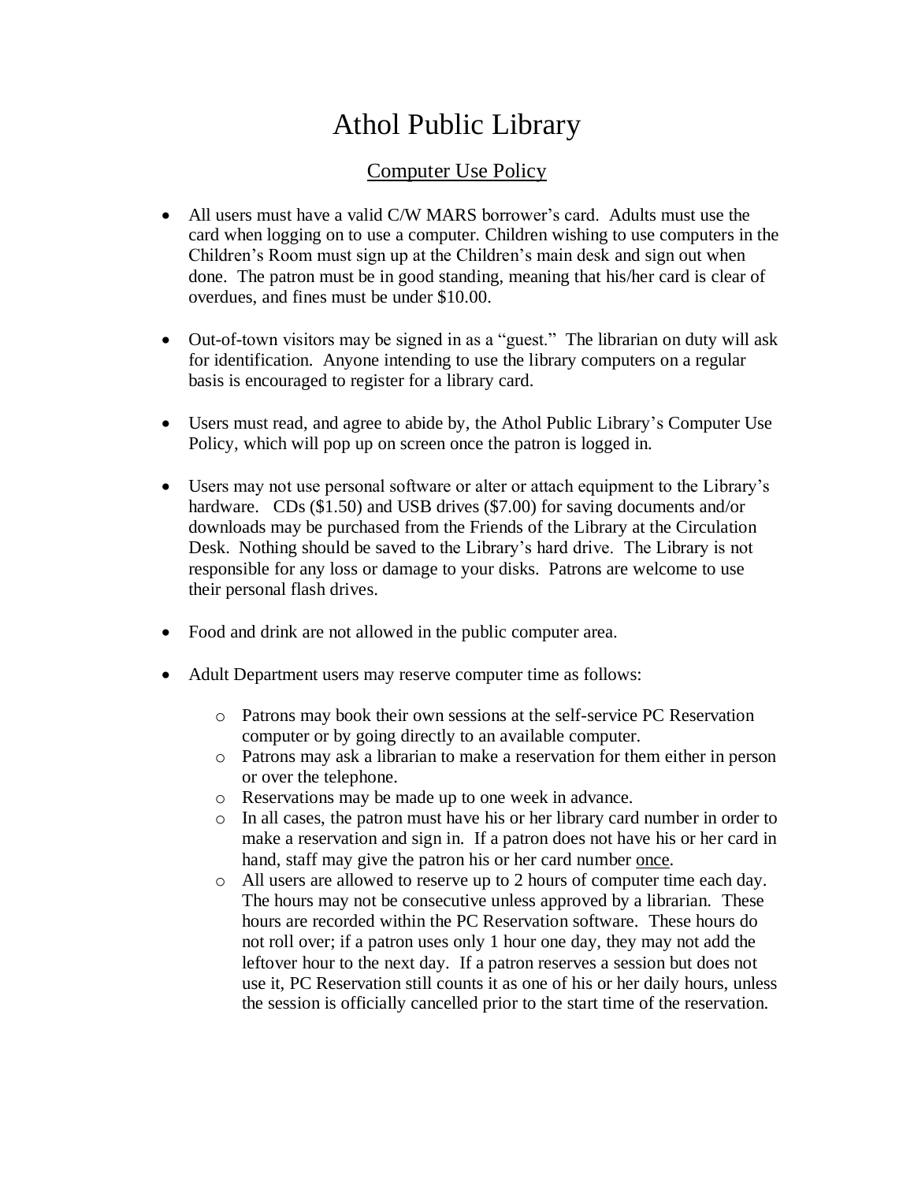# Athol Public Library

## Computer Use Policy

- All users must have a valid C/W MARS borrower's card. Adults must use the card when logging on to use a computer. Children wishing to use computers in the Children's Room must sign up at the Children's main desk and sign out when done. The patron must be in good standing, meaning that his/her card is clear of overdues, and fines must be under $10.00.

- Out-of-town visitors may be signed in as a "guest." The librarian on duty will ask for identification. Anyone intending to use the library computers on a regular basis is encouraged to register for a library card.

- Users must read, and agree to abide by, the Athol Public Library's Computer Use Policy, which will pop up on screen once the patron is logged in.

- Users may not use personal software or alter or attach equipment to the Library's hardware. CDs ($1.50) and USB drives ($7.00) for saving documents and/or downloads may be purchased from the Friends of the Library at the Circulation Desk. Nothing should be saved to the Library's hard drive. The Library is not responsible for any loss or damage to your disks. Patrons are welcome to use their personal flash drives.

- Food and drink are not allowed in the public computer area.

- Adult Department users may reserve computer time as follows:

  - Patrons may book their own sessions at the self-service PC Reservation computer or by going directly to an available computer.
  - Patrons may ask a librarian to make a reservation for them either in person or over the telephone.
  - Reservations may be made up to one week in advance.
  - In all cases, the patron must have his or her library card number in order to make a reservation and sign in. If a patron does not have his or her card in hand, staff may give the patron his or her card number <u>once</u>.
  - All users are allowed to reserve up to 2 hours of computer time each day. The hours may not be consecutive unless approved by a librarian. These hours are recorded within the PC Reservation software. These hours do not roll over; if a patron uses only 1 hour one day, they may not add the leftover hour to the next day. If a patron reserves a session but does not use it, PC Reservation still counts it as one of his or her daily hours, unless the session is officially cancelled prior to the start time of the reservation.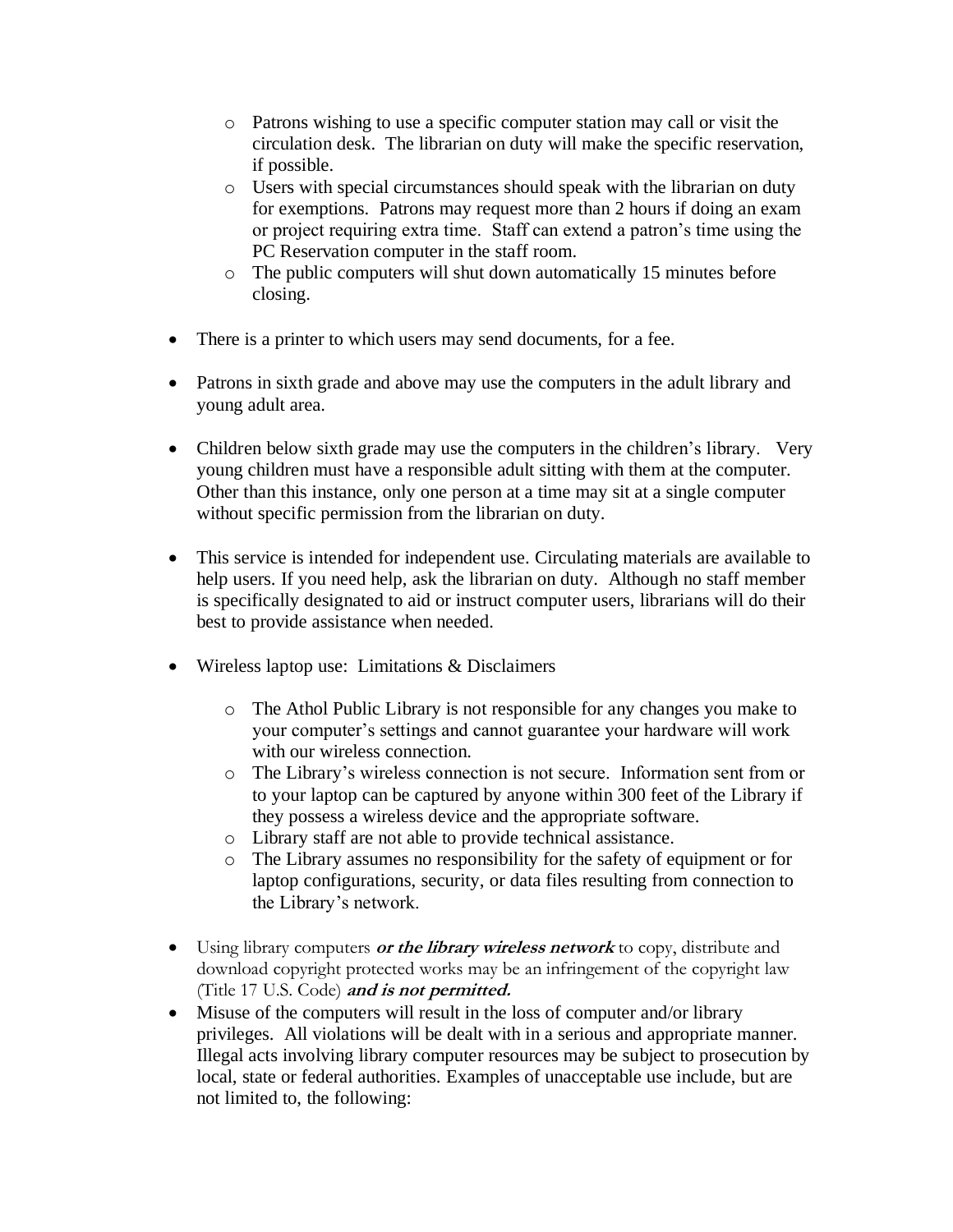- Patrons wishing to use a specific computer station may call or visit the circulation desk. The librarian on duty will make the specific reservation, if possible.
  - Users with special circumstances should speak with the librarian on duty for exemptions. Patrons may request more than 2 hours if doing an exam or project requiring extra time. Staff can extend a patron's time using the PC Reservation computer in the staff room.
  - The public computers will shut down automatically 15 minutes before closing.

- There is a printer to which users may send documents, for a fee.

- Patrons in sixth grade and above may use the computers in the adult library and young adult area.

- Children below sixth grade may use the computers in the children's library. Very young children must have a responsible adult sitting with them at the computer. Other than this instance, only one person at a time may sit at a single computer without specific permission from the librarian on duty.

- This service is intended for independent use. Circulating materials are available to help users. If you need help, ask the librarian on duty. Although no staff member is specifically designated to aid or instruct computer users, librarians will do their best to provide assistance when needed.

- Wireless laptop use: Limitations & Disclaimers

  - The Athol Public Library is not responsible for any changes you make to your computer's settings and cannot guarantee your hardware will work with our wireless connection.
  - The Library's wireless connection is not secure. Information sent from or to your laptop can be captured by anyone within 300 feet of the Library if they possess a wireless device and the appropriate software.
  - Library staff are not able to provide technical assistance.
  - The Library assumes no responsibility for the safety of equipment or for laptop configurations, security, or data files resulting from connection to the Library's network.

- Using library computers ***or the library wireless network*** to copy, distribute and download copyright protected works may be an infringement of the copyright law (Title 17 U.S. Code) ***and is not permitted.***
- Misuse of the computers will result in the loss of computer and/or library privileges. All violations will be dealt with in a serious and appropriate manner. Illegal acts involving library computer resources may be subject to prosecution by local, state or federal authorities. Examples of unacceptable use include, but are not limited to, the following: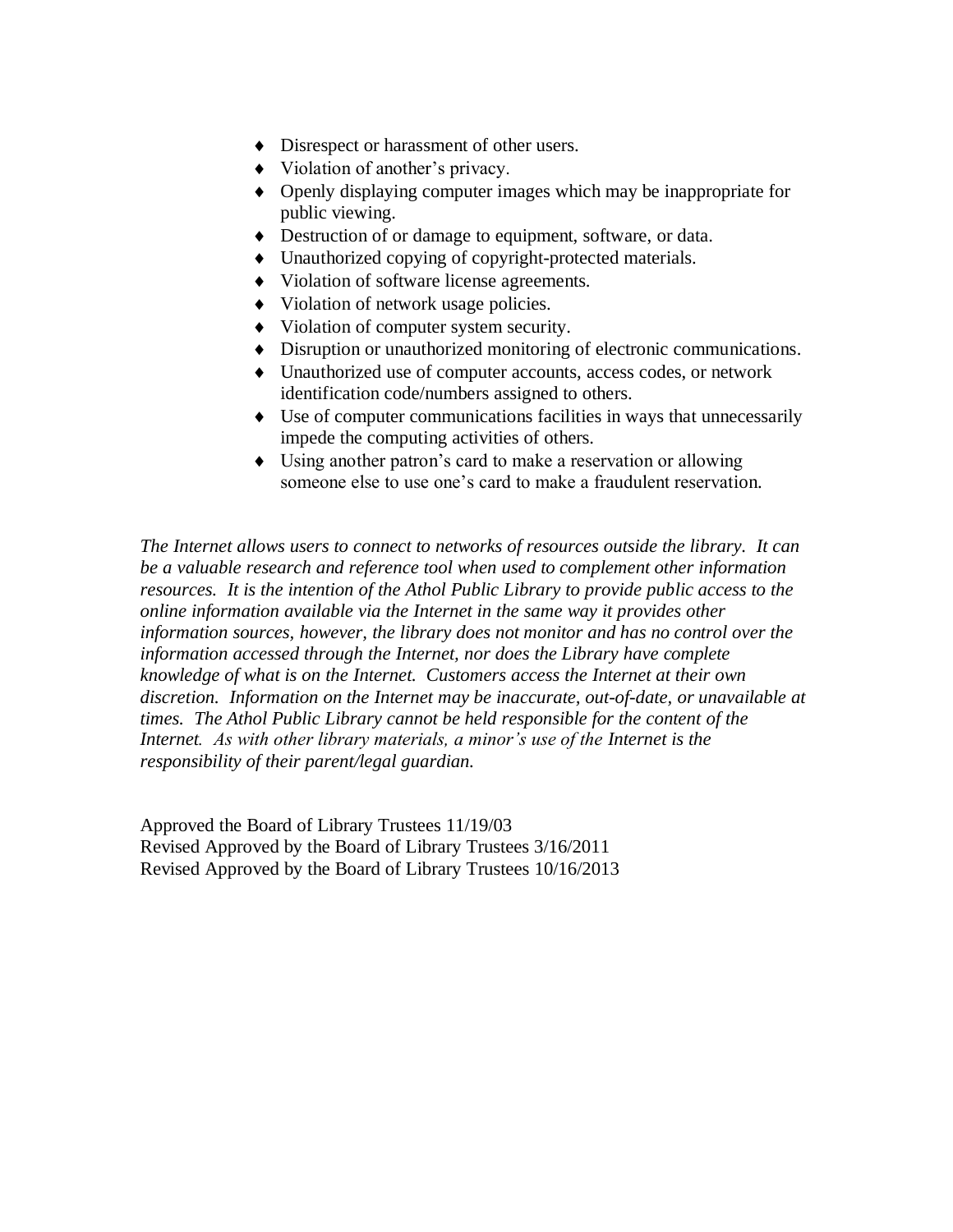- Disrespect or harassment of other users.
- Violation of another's privacy.
- Openly displaying computer images which may be inappropriate for public viewing.
- Destruction of or damage to equipment, software, or data.
- Unauthorized copying of copyright-protected materials.
- Violation of software license agreements.
- Violation of network usage policies.
- Violation of computer system security.
- Disruption or unauthorized monitoring of electronic communications.
- Unauthorized use of computer accounts, access codes, or network identification code/numbers assigned to others.
- Use of computer communications facilities in ways that unnecessarily impede the computing activities of others.
- Using another patron's card to make a reservation or allowing someone else to use one's card to make a fraudulent reservation.

*The Internet allows users to connect to networks of resources outside the library. It can be a valuable research and reference tool when used to complement other information resources. It is the intention of the Athol Public Library to provide public access to the online information available via the Internet in the same way it provides other information sources, however, the library does not monitor and has no control over the information accessed through the Internet, nor does the Library have complete knowledge of what is on the Internet. Customers access the Internet at their own discretion. Information on the Internet may be inaccurate, out-of-date, or unavailable at times. The Athol Public Library cannot be held responsible for the content of the Internet. As with other library materials, a minor's use of the Internet is the responsibility of their parent/legal guardian.*

Approved the Board of Library Trustees 11/19/03
Revised Approved by the Board of Library Trustees 3/16/2011
Revised Approved by the Board of Library Trustees 10/16/2013